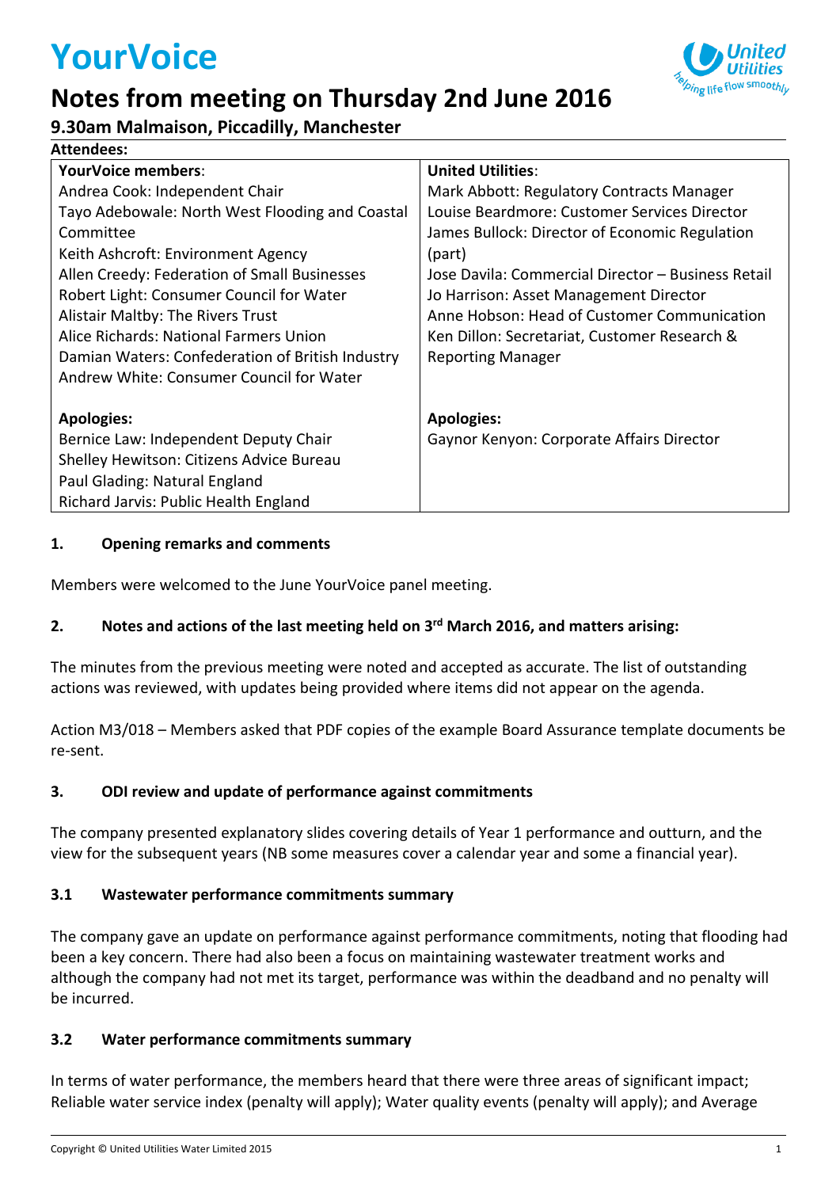# YourVoice

## Notes from meeting on Thursday 2nd June 2016

### 9.30am Malmaison, Piccadilly, Manchester

**Attendees:**

| **YourVoice members**: | **United Utilities**: |
|---|---|
| Andrea Cook: Independent Chair | Mark Abbott: Regulatory Contracts Manager |
| Tayo Adebowale: North West Flooding and Coastal Committee | Louise Beardmore: Customer Services Director |
| Keith Ashcroft: Environment Agency | James Bullock: Director of Economic Regulation (part) |
| Allen Creedy: Federation of Small Businesses | Jose Davila: Commercial Director – Business Retail |
| Robert Light: Consumer Council for Water | Jo Harrison: Asset Management Director |
| Alistair Maltby: The Rivers Trust | Anne Hobson: Head of Customer Communication |
| Alice Richards: National Farmers Union | Ken Dillon: Secretariat, Customer Research & Reporting Manager |
| Damian Waters: Confederation of British Industry | |
| Andrew White: Consumer Council for Water | |
| **Apologies:** | **Apologies:** |
| Bernice Law: Independent Deputy Chair | Gaynor Kenyon: Corporate Affairs Director |
| Shelley Hewitson: Citizens Advice Bureau | |
| Paul Glading: Natural England | |
| Richard Jarvis: Public Health England | |

**1. Opening remarks and comments**

Members were welcomed to the June YourVoice panel meeting.

**2. Notes and actions of the last meeting held on 3rd March 2016, and matters arising:**

The minutes from the previous meeting were noted and accepted as accurate. The list of outstanding actions was reviewed, with updates being provided where items did not appear on the agenda.

Action M3/018 – Members asked that PDF copies of the example Board Assurance template documents be re-sent.

**3. ODI review and update of performance against commitments**

The company presented explanatory slides covering details of Year 1 performance and outturn, and the view for the subsequent years (NB some measures cover a calendar year and some a financial year).

**3.1 Wastewater performance commitments summary**

The company gave an update on performance against performance commitments, noting that flooding had been a key concern. There had also been a focus on maintaining wastewater treatment works and although the company had not met its target, performance was within the deadband and no penalty will be incurred.

**3.2 Water performance commitments summary**

In terms of water performance, the members heard that there were three areas of significant impact; Reliable water service index (penalty will apply); Water quality events (penalty will apply); and Average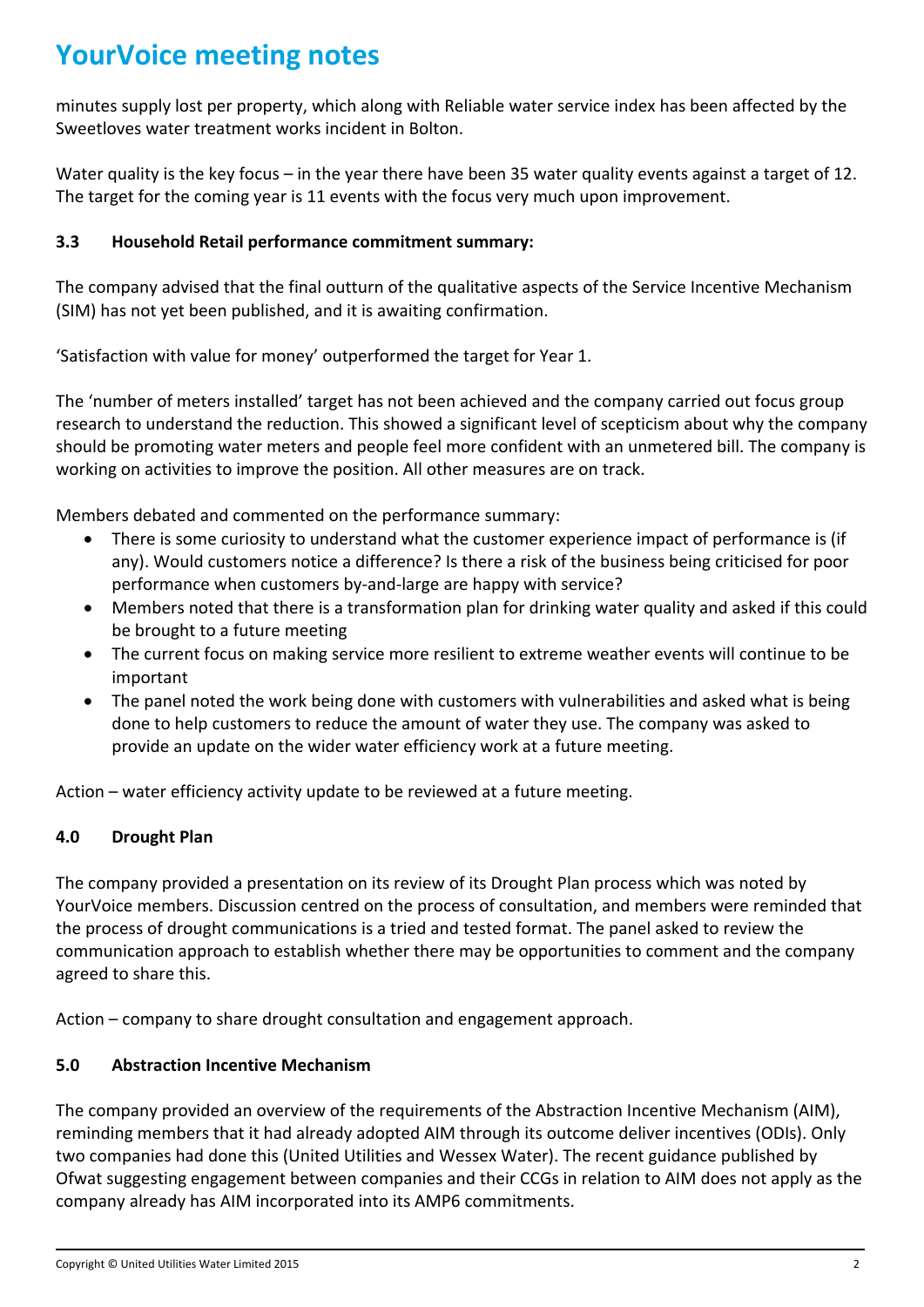minutes supply lost per property, which along with Reliable water service index has been affected by the Sweetloves water treatment works incident in Bolton.

Water quality is the key focus – in the year there have been 35 water quality events against a target of 12. The target for the coming year is 11 events with the focus very much upon improvement.

### 3.3 Household Retail performance commitment summary:

The company advised that the final outturn of the qualitative aspects of the Service Incentive Mechanism (SIM) has not yet been published, and it is awaiting confirmation.

'Satisfaction with value for money' outperformed the target for Year 1.

The 'number of meters installed' target has not been achieved and the company carried out focus group research to understand the reduction. This showed a significant level of scepticism about why the company should be promoting water meters and people feel more confident with an unmetered bill. The company is working on activities to improve the position. All other measures are on track.

Members debated and commented on the performance summary:

- There is some curiosity to understand what the customer experience impact of performance is (if any). Would customers notice a difference? Is there a risk of the business being criticised for poor performance when customers by-and-large are happy with service?
- Members noted that there is a transformation plan for drinking water quality and asked if this could be brought to a future meeting
- The current focus on making service more resilient to extreme weather events will continue to be important
- The panel noted the work being done with customers with vulnerabilities and asked what is being done to help customers to reduce the amount of water they use. The company was asked to provide an update on the wider water efficiency work at a future meeting.

Action – water efficiency activity update to be reviewed at a future meeting.

## 4.0 Drought Plan

The company provided a presentation on its review of its Drought Plan process which was noted by YourVoice members. Discussion centred on the process of consultation, and members were reminded that the process of drought communications is a tried and tested format. The panel asked to review the communication approach to establish whether there may be opportunities to comment and the company agreed to share this.

Action – company to share drought consultation and engagement approach.

## 5.0 Abstraction Incentive Mechanism

The company provided an overview of the requirements of the Abstraction Incentive Mechanism (AIM), reminding members that it had already adopted AIM through its outcome deliver incentives (ODIs). Only two companies had done this (United Utilities and Wessex Water). The recent guidance published by Ofwat suggesting engagement between companies and their CCGs in relation to AIM does not apply as the company already has AIM incorporated into its AMP6 commitments.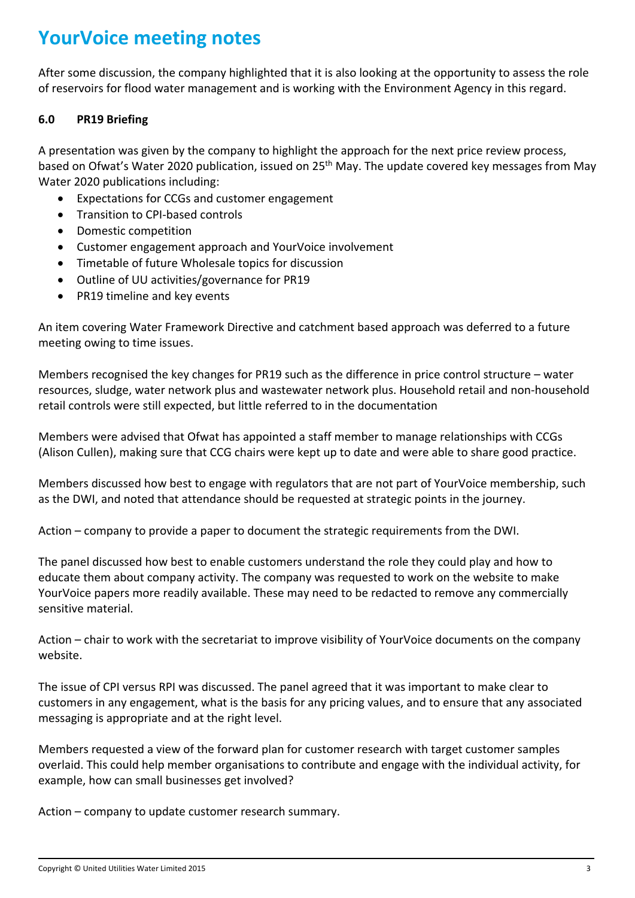# YourVoice meeting notes

After some discussion, the company highlighted that it is also looking at the opportunity to assess the role of reservoirs for flood water management and is working with the Environment Agency in this regard.

### 6.0 PR19 Briefing

A presentation was given by the company to highlight the approach for the next price review process, based on Ofwat's Water 2020 publication, issued on 25th May. The update covered key messages from May Water 2020 publications including:

- Expectations for CCGs and customer engagement
- Transition to CPI-based controls
- Domestic competition
- Customer engagement approach and YourVoice involvement
- Timetable of future Wholesale topics for discussion
- Outline of UU activities/governance for PR19
- PR19 timeline and key events

An item covering Water Framework Directive and catchment based approach was deferred to a future meeting owing to time issues.

Members recognised the key changes for PR19 such as the difference in price control structure – water resources, sludge, water network plus and wastewater network plus. Household retail and non-household retail controls were still expected, but little referred to in the documentation

Members were advised that Ofwat has appointed a staff member to manage relationships with CCGs (Alison Cullen), making sure that CCG chairs were kept up to date and were able to share good practice.

Members discussed how best to engage with regulators that are not part of YourVoice membership, such as the DWI, and noted that attendance should be requested at strategic points in the journey.

Action – company to provide a paper to document the strategic requirements from the DWI.

The panel discussed how best to enable customers understand the role they could play and how to educate them about company activity. The company was requested to work on the website to make YourVoice papers more readily available. These may need to be redacted to remove any commercially sensitive material.

Action – chair to work with the secretariat to improve visibility of YourVoice documents on the company website.

The issue of CPI versus RPI was discussed. The panel agreed that it was important to make clear to customers in any engagement, what is the basis for any pricing values, and to ensure that any associated messaging is appropriate and at the right level.

Members requested a view of the forward plan for customer research with target customer samples overlaid. This could help member organisations to contribute and engage with the individual activity, for example, how can small businesses get involved?

Action – company to update customer research summary.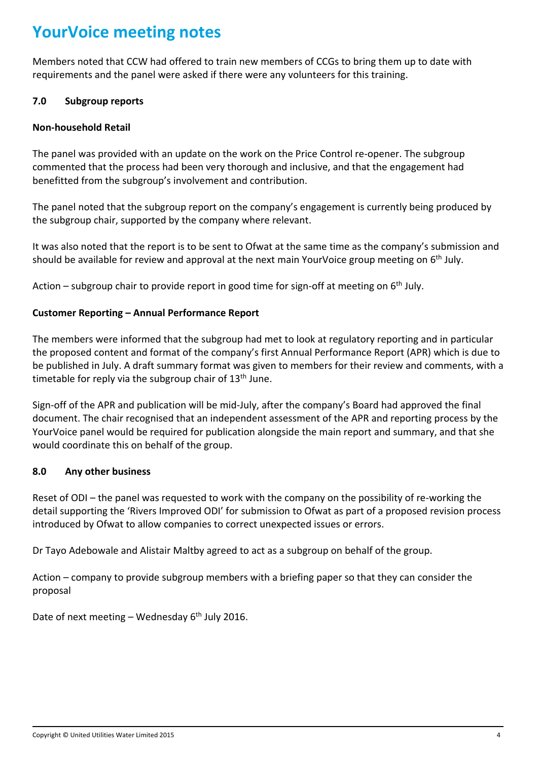# YourVoice meeting notes

Members noted that CCW had offered to train new members of CCGs to bring them up to date with requirements and the panel were asked if there were any volunteers for this training.

**7.0 Subgroup reports**

**Non-household Retail**

The panel was provided with an update on the work on the Price Control re-opener. The subgroup commented that the process had been very thorough and inclusive, and that the engagement had benefitted from the subgroup's involvement and contribution.

The panel noted that the subgroup report on the company's engagement is currently being produced by the subgroup chair, supported by the company where relevant.

It was also noted that the report is to be sent to Ofwat at the same time as the company's submission and should be available for review and approval at the next main YourVoice group meeting on 6th July.

Action – subgroup chair to provide report in good time for sign-off at meeting on 6th July.

**Customer Reporting – Annual Performance Report**

The members were informed that the subgroup had met to look at regulatory reporting and in particular the proposed content and format of the company's first Annual Performance Report (APR) which is due to be published in July. A draft summary format was given to members for their review and comments, with a timetable for reply via the subgroup chair of 13th June.

Sign-off of the APR and publication will be mid-July, after the company's Board had approved the final document. The chair recognised that an independent assessment of the APR and reporting process by the YourVoice panel would be required for publication alongside the main report and summary, and that she would coordinate this on behalf of the group.

**8.0 Any other business**

Reset of ODI – the panel was requested to work with the company on the possibility of re-working the detail supporting the 'Rivers Improved ODI' for submission to Ofwat as part of a proposed revision process introduced by Ofwat to allow companies to correct unexpected issues or errors.

Dr Tayo Adebowale and Alistair Maltby agreed to act as a subgroup on behalf of the group.

Action – company to provide subgroup members with a briefing paper so that they can consider the proposal

Date of next meeting – Wednesday 6th July 2016.